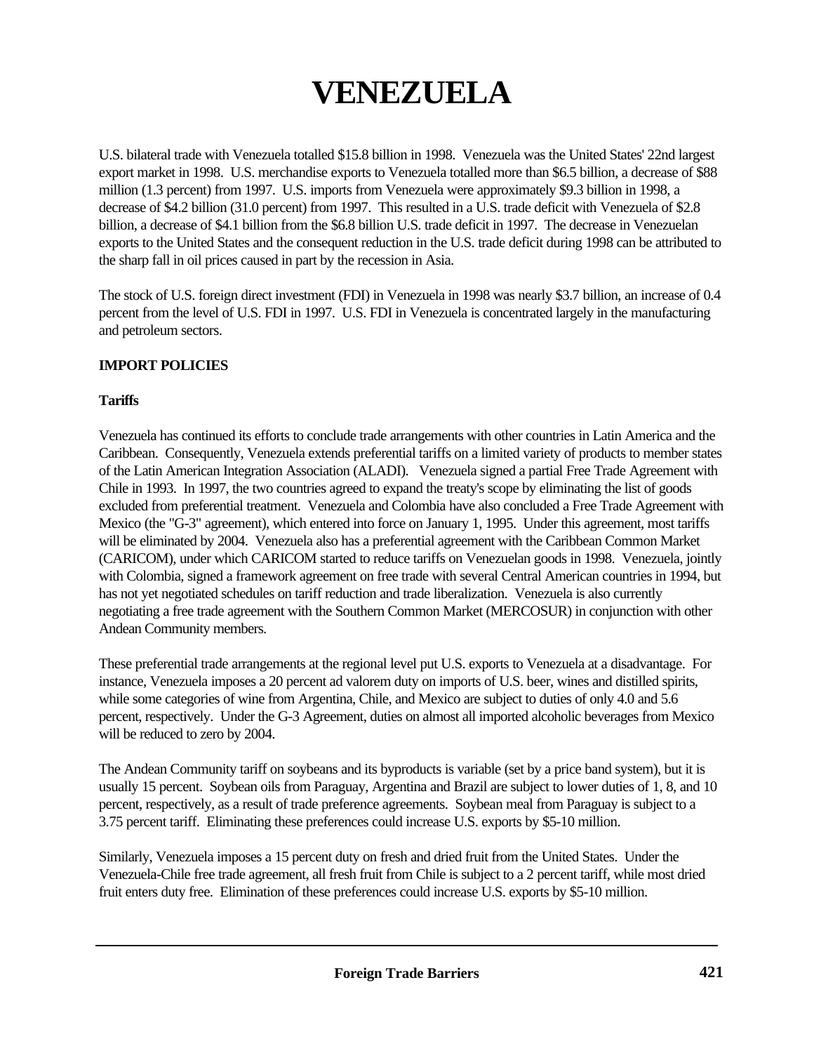# VENEZUELA

U.S. bilateral trade with Venezuela totalled $15.8 billion in 1998. Venezuela was the United States' 22nd largest export market in 1998. U.S. merchandise exports to Venezuela totalled more than $6.5 billion, a decrease of $88 million (1.3 percent) from 1997. U.S. imports from Venezuela were approximately $9.3 billion in 1998, a decrease of $4.2 billion (31.0 percent) from 1997. This resulted in a U.S. trade deficit with Venezuela of $2.8 billion, a decrease of $4.1 billion from the $6.8 billion U.S. trade deficit in 1997. The decrease in Venezuelan exports to the United States and the consequent reduction in the U.S. trade deficit during 1998 can be attributed to the sharp fall in oil prices caused in part by the recession in Asia.

The stock of U.S. foreign direct investment (FDI) in Venezuela in 1998 was nearly $3.7 billion, an increase of 0.4 percent from the level of U.S. FDI in 1997. U.S. FDI in Venezuela is concentrated largely in the manufacturing and petroleum sectors.

## IMPORT POLICIES

### Tariffs

Venezuela has continued its efforts to conclude trade arrangements with other countries in Latin America and the Caribbean. Consequently, Venezuela extends preferential tariffs on a limited variety of products to member states of the Latin American Integration Association (ALADI). Venezuela signed a partial Free Trade Agreement with Chile in 1993. In 1997, the two countries agreed to expand the treaty's scope by eliminating the list of goods excluded from preferential treatment. Venezuela and Colombia have also concluded a Free Trade Agreement with Mexico (the "G-3" agreement), which entered into force on January 1, 1995. Under this agreement, most tariffs will be eliminated by 2004. Venezuela also has a preferential agreement with the Caribbean Common Market (CARICOM), under which CARICOM started to reduce tariffs on Venezuelan goods in 1998. Venezuela, jointly with Colombia, signed a framework agreement on free trade with several Central American countries in 1994, but has not yet negotiated schedules on tariff reduction and trade liberalization. Venezuela is also currently negotiating a free trade agreement with the Southern Common Market (MERCOSUR) in conjunction with other Andean Community members.

These preferential trade arrangements at the regional level put U.S. exports to Venezuela at a disadvantage. For instance, Venezuela imposes a 20 percent ad valorem duty on imports of U.S. beer, wines and distilled spirits, while some categories of wine from Argentina, Chile, and Mexico are subject to duties of only 4.0 and 5.6 percent, respectively. Under the G-3 Agreement, duties on almost all imported alcoholic beverages from Mexico will be reduced to zero by 2004.

The Andean Community tariff on soybeans and its byproducts is variable (set by a price band system), but it is usually 15 percent. Soybean oils from Paraguay, Argentina and Brazil are subject to lower duties of 1, 8, and 10 percent, respectively, as a result of trade preference agreements. Soybean meal from Paraguay is subject to a 3.75 percent tariff. Eliminating these preferences could increase U.S. exports by $5-10 million.

Similarly, Venezuela imposes a 15 percent duty on fresh and dried fruit from the United States. Under the Venezuela-Chile free trade agreement, all fresh fruit from Chile is subject to a 2 percent tariff, while most dried fruit enters duty free. Elimination of these preferences could increase U.S. exports by $5-10 million.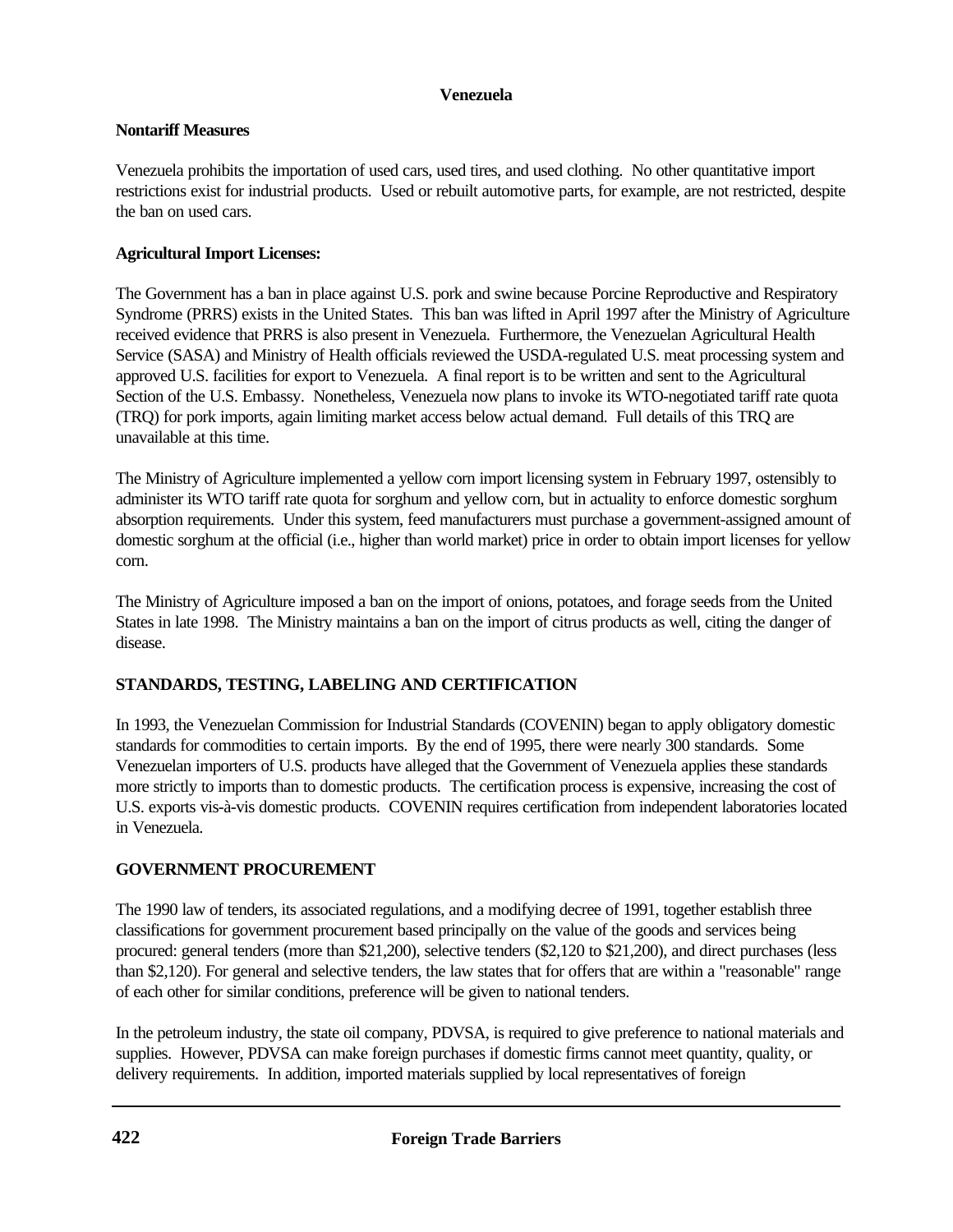**Venezuela**

**Nontariff Measures**

Venezuela prohibits the importation of used cars, used tires, and used clothing. No other quantitative import restrictions exist for industrial products. Used or rebuilt automotive parts, for example, are not restricted, despite the ban on used cars.

**Agricultural Import Licenses:**

The Government has a ban in place against U.S. pork and swine because Porcine Reproductive and Respiratory Syndrome (PRRS) exists in the United States. This ban was lifted in April 1997 after the Ministry of Agriculture received evidence that PRRS is also present in Venezuela. Furthermore, the Venezuelan Agricultural Health Service (SASA) and Ministry of Health officials reviewed the USDA-regulated U.S. meat processing system and approved U.S. facilities for export to Venezuela. A final report is to be written and sent to the Agricultural Section of the U.S. Embassy. Nonetheless, Venezuela now plans to invoke its WTO-negotiated tariff rate quota (TRQ) for pork imports, again limiting market access below actual demand. Full details of this TRQ are unavailable at this time.

The Ministry of Agriculture implemented a yellow corn import licensing system in February 1997, ostensibly to administer its WTO tariff rate quota for sorghum and yellow corn, but in actuality to enforce domestic sorghum absorption requirements. Under this system, feed manufacturers must purchase a government-assigned amount of domestic sorghum at the official (i.e., higher than world market) price in order to obtain import licenses for yellow corn.

The Ministry of Agriculture imposed a ban on the import of onions, potatoes, and forage seeds from the United States in late 1998. The Ministry maintains a ban on the import of citrus products as well, citing the danger of disease.

## STANDARDS, TESTING, LABELING AND CERTIFICATION

In 1993, the Venezuelan Commission for Industrial Standards (COVENIN) began to apply obligatory domestic standards for commodities to certain imports. By the end of 1995, there were nearly 300 standards. Some Venezuelan importers of U.S. products have alleged that the Government of Venezuela applies these standards more strictly to imports than to domestic products. The certification process is expensive, increasing the cost of U.S. exports vis-à-vis domestic products. COVENIN requires certification from independent laboratories located in Venezuela.

## GOVERNMENT PROCUREMENT

The 1990 law of tenders, its associated regulations, and a modifying decree of 1991, together establish three classifications for government procurement based principally on the value of the goods and services being procured: general tenders (more than $21,200), selective tenders ($2,120 to $21,200), and direct purchases (less than $2,120). For general and selective tenders, the law states that for offers that are within a "reasonable" range of each other for similar conditions, preference will be given to national tenders.

In the petroleum industry, the state oil company, PDVSA, is required to give preference to national materials and supplies. However, PDVSA can make foreign purchases if domestic firms cannot meet quantity, quality, or delivery requirements. In addition, imported materials supplied by local representatives of foreign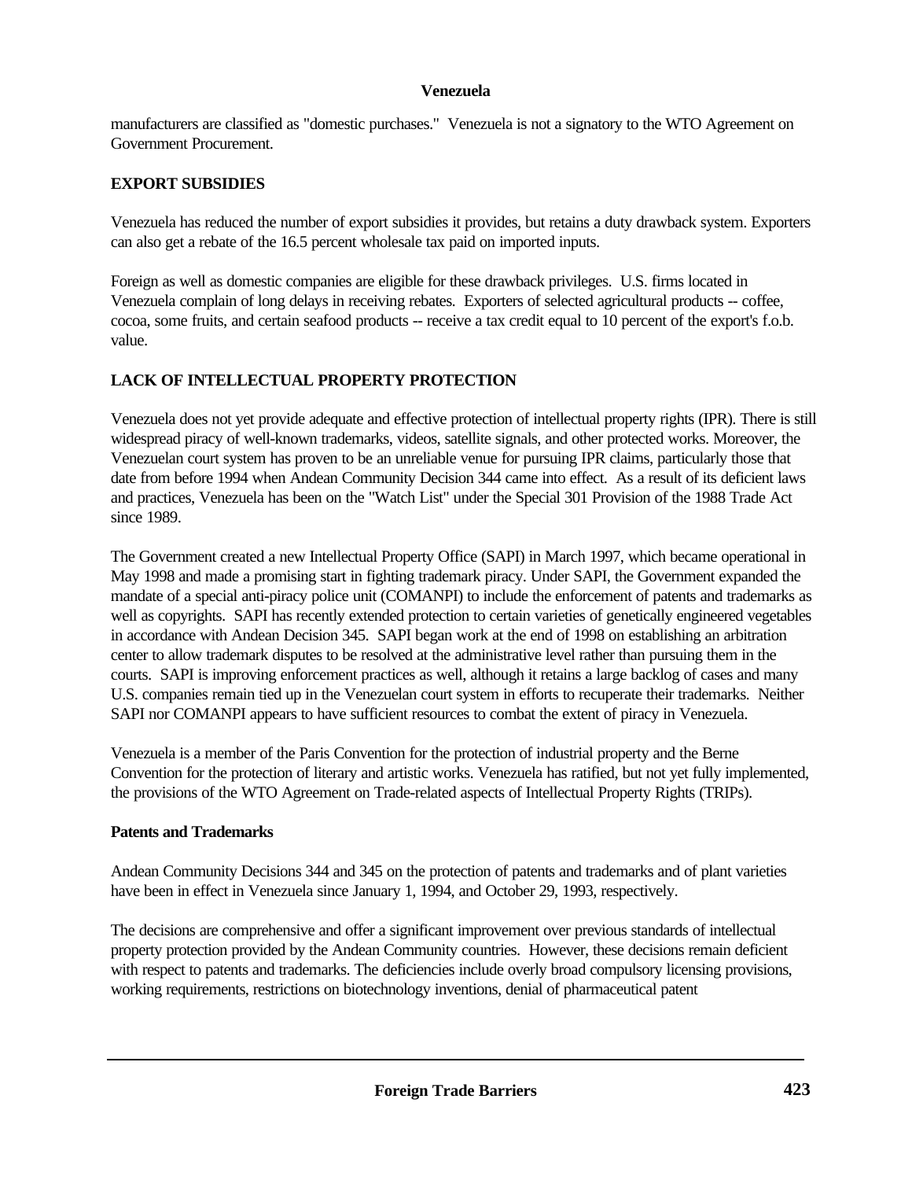manufacturers are classified as "domestic purchases." Venezuela is not a signatory to the WTO Agreement on Government Procurement.

## EXPORT SUBSIDIES

Venezuela has reduced the number of export subsidies it provides, but retains a duty drawback system. Exporters can also get a rebate of the 16.5 percent wholesale tax paid on imported inputs.

Foreign as well as domestic companies are eligible for these drawback privileges. U.S. firms located in Venezuela complain of long delays in receiving rebates. Exporters of selected agricultural products -- coffee, cocoa, some fruits, and certain seafood products -- receive a tax credit equal to 10 percent of the export's f.o.b. value.

## LACK OF INTELLECTUAL PROPERTY PROTECTION

Venezuela does not yet provide adequate and effective protection of intellectual property rights (IPR). There is still widespread piracy of well-known trademarks, videos, satellite signals, and other protected works. Moreover, the Venezuelan court system has proven to be an unreliable venue for pursuing IPR claims, particularly those that date from before 1994 when Andean Community Decision 344 came into effect. As a result of its deficient laws and practices, Venezuela has been on the "Watch List" under the Special 301 Provision of the 1988 Trade Act since 1989.

The Government created a new Intellectual Property Office (SAPI) in March 1997, which became operational in May 1998 and made a promising start in fighting trademark piracy. Under SAPI, the Government expanded the mandate of a special anti-piracy police unit (COMANPI) to include the enforcement of patents and trademarks as well as copyrights. SAPI has recently extended protection to certain varieties of genetically engineered vegetables in accordance with Andean Decision 345. SAPI began work at the end of 1998 on establishing an arbitration center to allow trademark disputes to be resolved at the administrative level rather than pursuing them in the courts. SAPI is improving enforcement practices as well, although it retains a large backlog of cases and many U.S. companies remain tied up in the Venezuelan court system in efforts to recuperate their trademarks. Neither SAPI nor COMANPI appears to have sufficient resources to combat the extent of piracy in Venezuela.

Venezuela is a member of the Paris Convention for the protection of industrial property and the Berne Convention for the protection of literary and artistic works. Venezuela has ratified, but not yet fully implemented, the provisions of the WTO Agreement on Trade-related aspects of Intellectual Property Rights (TRIPs).

### Patents and Trademarks

Andean Community Decisions 344 and 345 on the protection of patents and trademarks and of plant varieties have been in effect in Venezuela since January 1, 1994, and October 29, 1993, respectively.

The decisions are comprehensive and offer a significant improvement over previous standards of intellectual property protection provided by the Andean Community countries. However, these decisions remain deficient with respect to patents and trademarks. The deficiencies include overly broad compulsory licensing provisions, working requirements, restrictions on biotechnology inventions, denial of pharmaceutical patent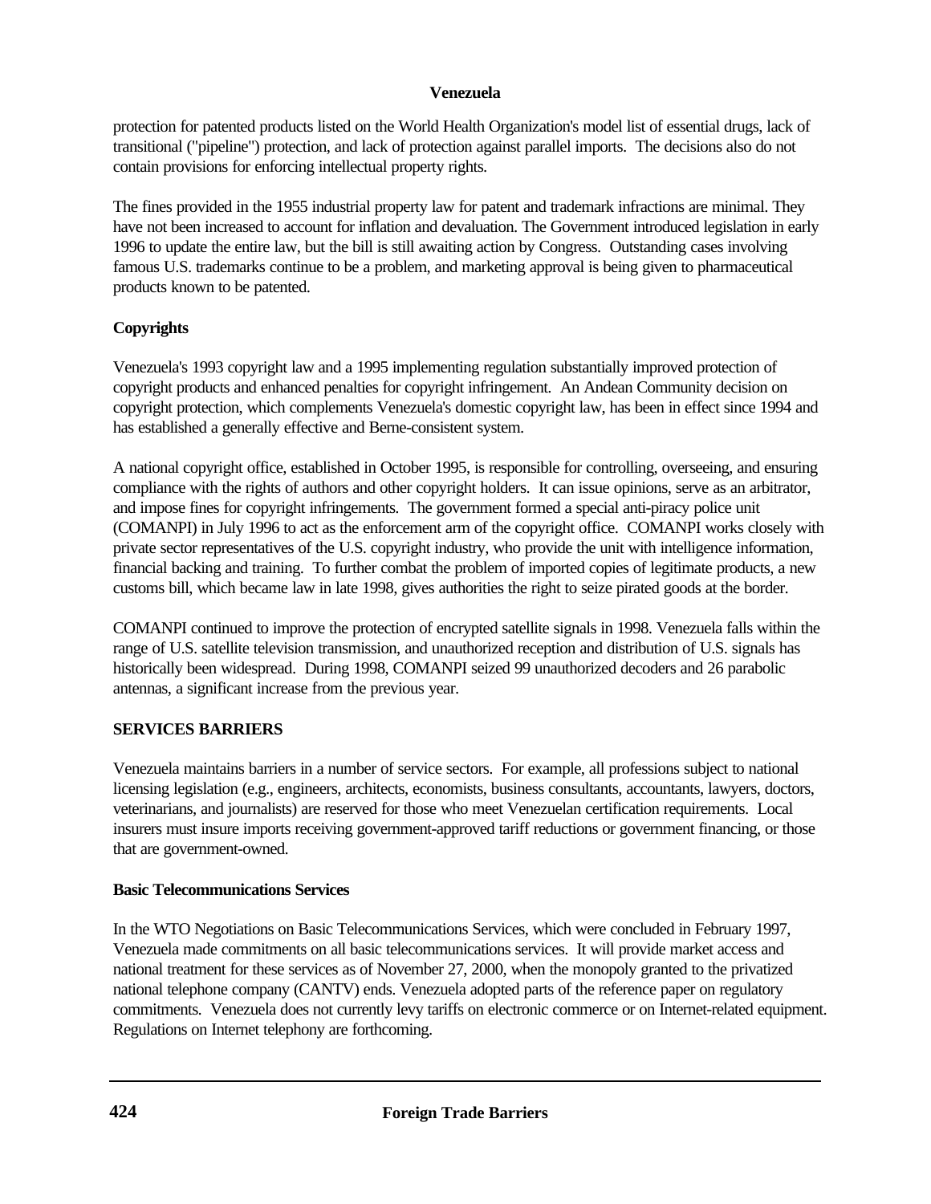protection for patented products listed on the World Health Organization's model list of essential drugs, lack of transitional ("pipeline") protection, and lack of protection against parallel imports. The decisions also do not contain provisions for enforcing intellectual property rights.

The fines provided in the 1955 industrial property law for patent and trademark infractions are minimal. They have not been increased to account for inflation and devaluation. The Government introduced legislation in early 1996 to update the entire law, but the bill is still awaiting action by Congress. Outstanding cases involving famous U.S. trademarks continue to be a problem, and marketing approval is being given to pharmaceutical products known to be patented.

### Copyrights

Venezuela's 1993 copyright law and a 1995 implementing regulation substantially improved protection of copyright products and enhanced penalties for copyright infringement. An Andean Community decision on copyright protection, which complements Venezuela's domestic copyright law, has been in effect since 1994 and has established a generally effective and Berne-consistent system.

A national copyright office, established in October 1995, is responsible for controlling, overseeing, and ensuring compliance with the rights of authors and other copyright holders. It can issue opinions, serve as an arbitrator, and impose fines for copyright infringements. The government formed a special anti-piracy police unit (COMANPI) in July 1996 to act as the enforcement arm of the copyright office. COMANPI works closely with private sector representatives of the U.S. copyright industry, who provide the unit with intelligence information, financial backing and training. To further combat the problem of imported copies of legitimate products, a new customs bill, which became law in late 1998, gives authorities the right to seize pirated goods at the border.

COMANPI continued to improve the protection of encrypted satellite signals in 1998. Venezuela falls within the range of U.S. satellite television transmission, and unauthorized reception and distribution of U.S. signals has historically been widespread. During 1998, COMANPI seized 99 unauthorized decoders and 26 parabolic antennas, a significant increase from the previous year.

## SERVICES BARRIERS

Venezuela maintains barriers in a number of service sectors. For example, all professions subject to national licensing legislation (e.g., engineers, architects, economists, business consultants, accountants, lawyers, doctors, veterinarians, and journalists) are reserved for those who meet Venezuelan certification requirements. Local insurers must insure imports receiving government-approved tariff reductions or government financing, or those that are government-owned.

### Basic Telecommunications Services

In the WTO Negotiations on Basic Telecommunications Services, which were concluded in February 1997, Venezuela made commitments on all basic telecommunications services. It will provide market access and national treatment for these services as of November 27, 2000, when the monopoly granted to the privatized national telephone company (CANTV) ends. Venezuela adopted parts of the reference paper on regulatory commitments. Venezuela does not currently levy tariffs on electronic commerce or on Internet-related equipment. Regulations on Internet telephony are forthcoming.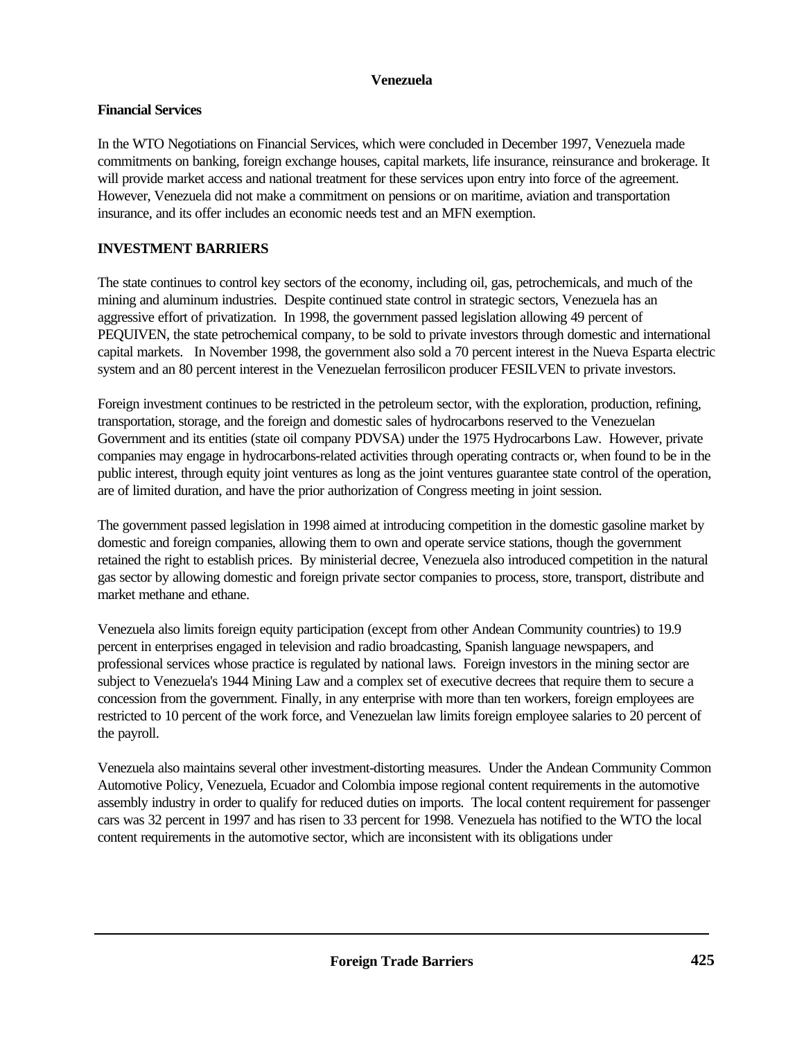**Venezuela**

**Financial Services**

In the WTO Negotiations on Financial Services, which were concluded in December 1997, Venezuela made commitments on banking, foreign exchange houses, capital markets, life insurance, reinsurance and brokerage. It will provide market access and national treatment for these services upon entry into force of the agreement. However, Venezuela did not make a commitment on pensions or on maritime, aviation and transportation insurance, and its offer includes an economic needs test and an MFN exemption.

**INVESTMENT BARRIERS**

The state continues to control key sectors of the economy, including oil, gas, petrochemicals, and much of the mining and aluminum industries. Despite continued state control in strategic sectors, Venezuela has an aggressive effort of privatization. In 1998, the government passed legislation allowing 49 percent of PEQUIVEN, the state petrochemical company, to be sold to private investors through domestic and international capital markets. In November 1998, the government also sold a 70 percent interest in the Nueva Esparta electric system and an 80 percent interest in the Venezuelan ferrosilicon producer FESILVEN to private investors.

Foreign investment continues to be restricted in the petroleum sector, with the exploration, production, refining, transportation, storage, and the foreign and domestic sales of hydrocarbons reserved to the Venezuelan Government and its entities (state oil company PDVSA) under the 1975 Hydrocarbons Law. However, private companies may engage in hydrocarbons-related activities through operating contracts or, when found to be in the public interest, through equity joint ventures as long as the joint ventures guarantee state control of the operation, are of limited duration, and have the prior authorization of Congress meeting in joint session.

The government passed legislation in 1998 aimed at introducing competition in the domestic gasoline market by domestic and foreign companies, allowing them to own and operate service stations, though the government retained the right to establish prices. By ministerial decree, Venezuela also introduced competition in the natural gas sector by allowing domestic and foreign private sector companies to process, store, transport, distribute and market methane and ethane.

Venezuela also limits foreign equity participation (except from other Andean Community countries) to 19.9 percent in enterprises engaged in television and radio broadcasting, Spanish language newspapers, and professional services whose practice is regulated by national laws. Foreign investors in the mining sector are subject to Venezuela's 1944 Mining Law and a complex set of executive decrees that require them to secure a concession from the government. Finally, in any enterprise with more than ten workers, foreign employees are restricted to 10 percent of the work force, and Venezuelan law limits foreign employee salaries to 20 percent of the payroll.

Venezuela also maintains several other investment-distorting measures. Under the Andean Community Common Automotive Policy, Venezuela, Ecuador and Colombia impose regional content requirements in the automotive assembly industry in order to qualify for reduced duties on imports. The local content requirement for passenger cars was 32 percent in 1997 and has risen to 33 percent for 1998. Venezuela has notified to the WTO the local content requirements in the automotive sector, which are inconsistent with its obligations under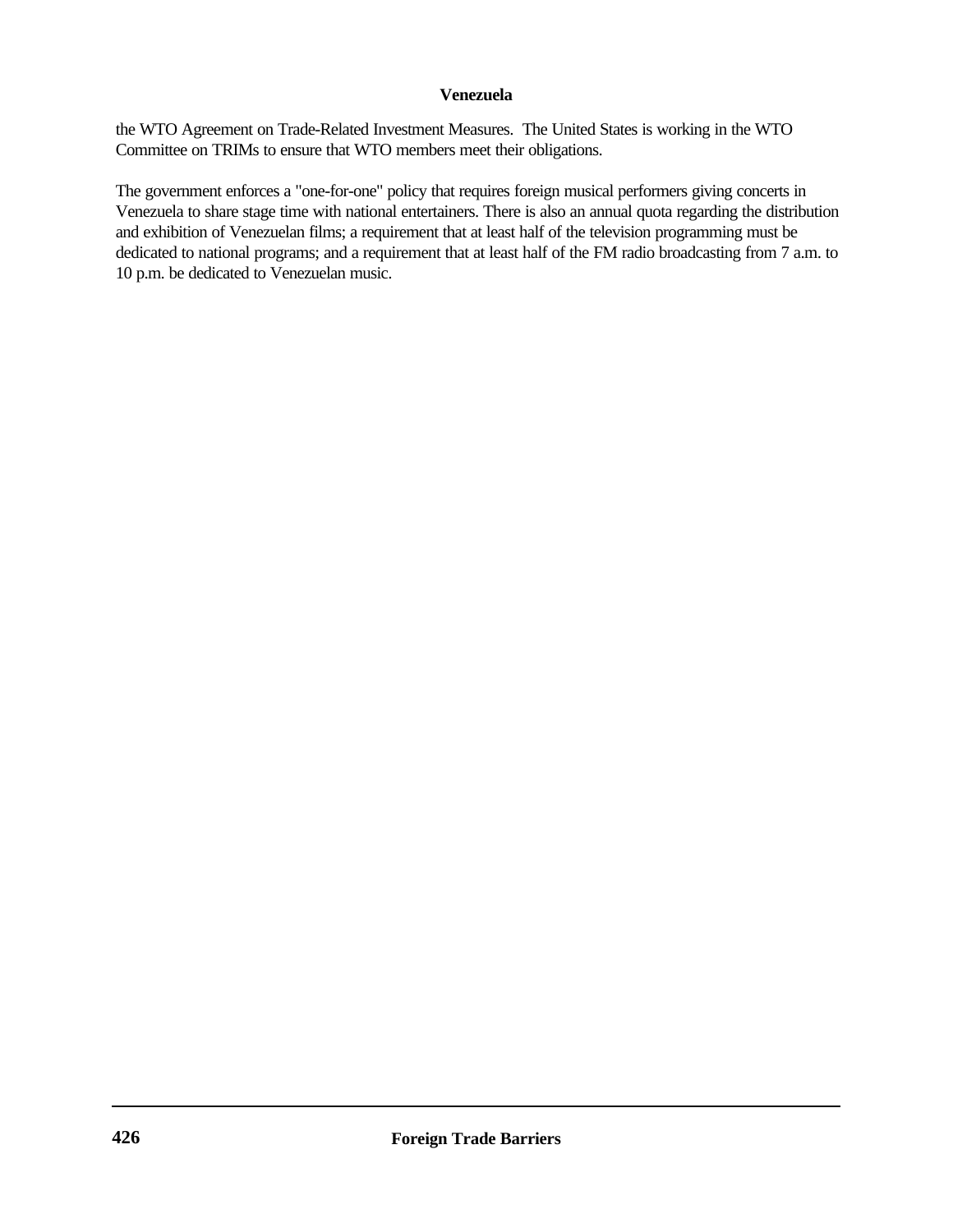the WTO Agreement on Trade-Related Investment Measures. The United States is working in the WTO Committee on TRIMs to ensure that WTO members meet their obligations.

The government enforces a "one-for-one" policy that requires foreign musical performers giving concerts in Venezuela to share stage time with national entertainers. There is also an annual quota regarding the distribution and exhibition of Venezuelan films; a requirement that at least half of the television programming must be dedicated to national programs; and a requirement that at least half of the FM radio broadcasting from 7 a.m. to 10 p.m. be dedicated to Venezuelan music.